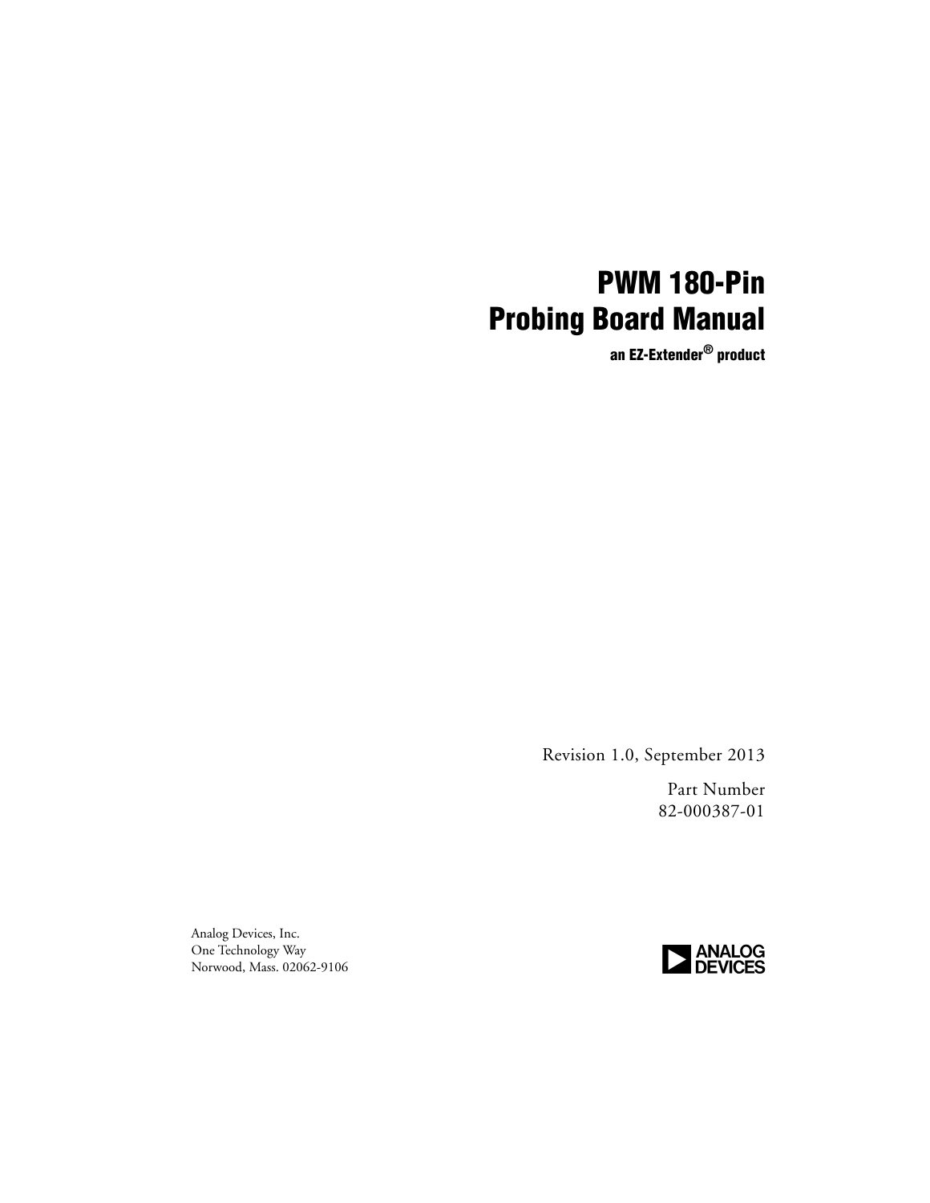# PWM 180-Pin Probing Board Manual

**an EZ-Extender® product**

Revision 1.0, September 2013

Part Number
82-000387-01

Analog Devices, Inc.
One Technology Way
Norwood, Mass. 02062-9106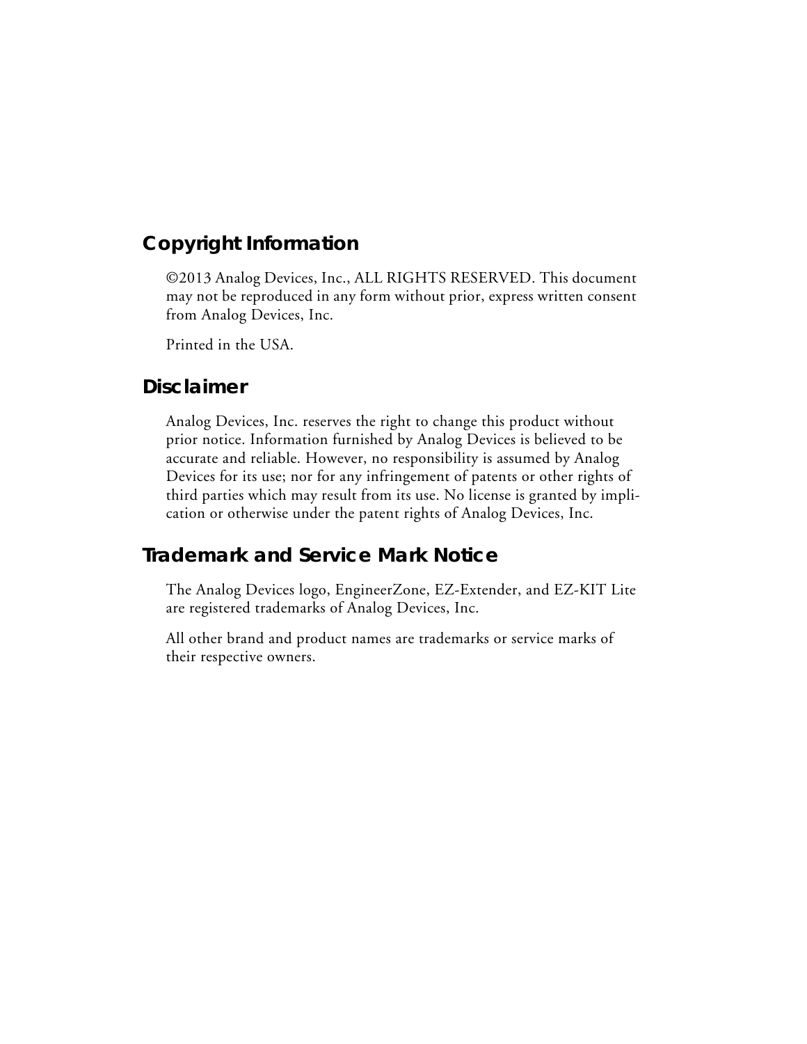## Copyright Information

©2013 Analog Devices, Inc., ALL RIGHTS RESERVED. This document may not be reproduced in any form without prior, express written consent from Analog Devices, Inc.

Printed in the USA.

## Disclaimer

Analog Devices, Inc. reserves the right to change this product without prior notice. Information furnished by Analog Devices is believed to be accurate and reliable. However, no responsibility is assumed by Analog Devices for its use; nor for any infringement of patents or other rights of third parties which may result from its use. No license is granted by implication or otherwise under the patent rights of Analog Devices, Inc.

## Trademark and Service Mark Notice

The Analog Devices logo, EngineerZone, EZ-Extender, and EZ-KIT Lite are registered trademarks of Analog Devices, Inc.

All other brand and product names are trademarks or service marks of their respective owners.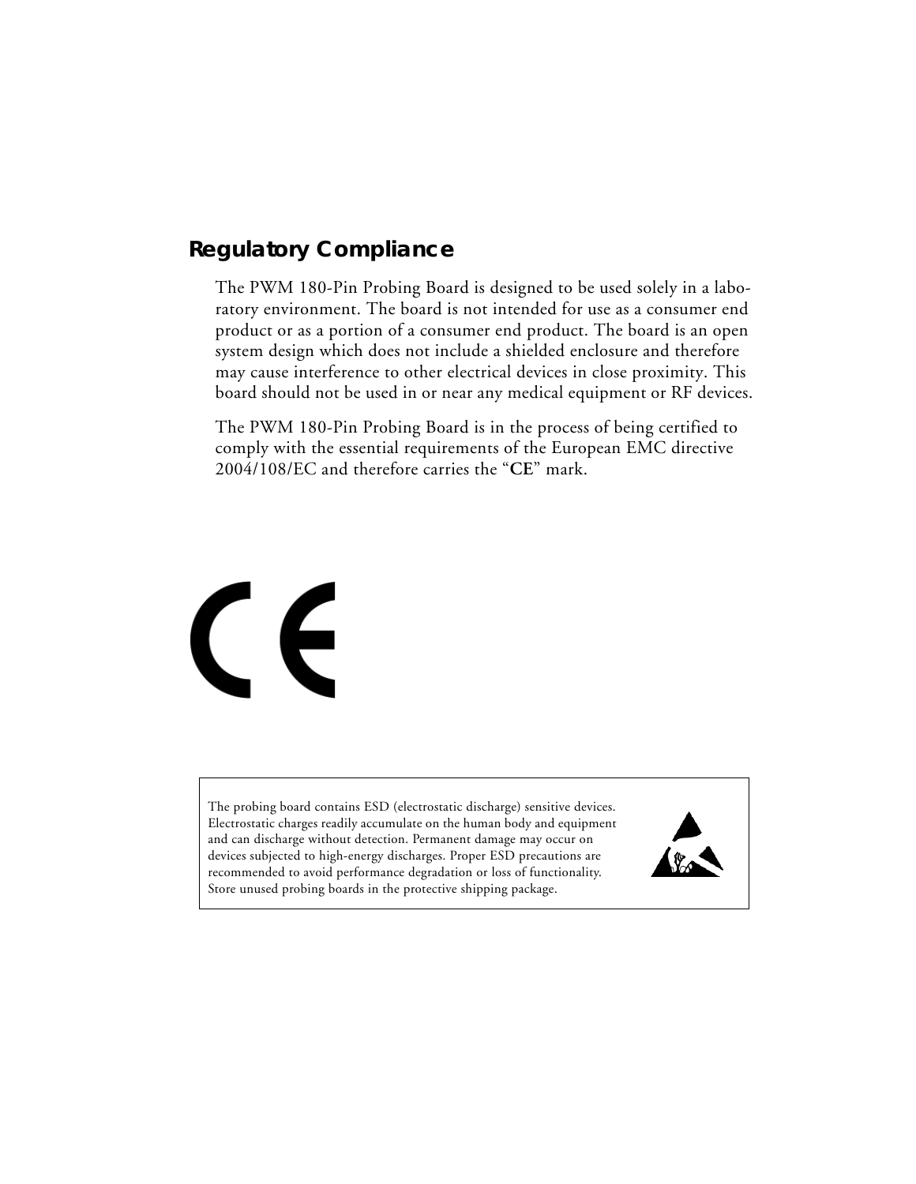## Regulatory Compliance

The PWM 180-Pin Probing Board is designed to be used solely in a laboratory environment. The board is not intended for use as a consumer end product or as a portion of a consumer end product. The board is an open system design which does not include a shielded enclosure and therefore may cause interference to other electrical devices in close proximity. This board should not be used in or near any medical equipment or RF devices.

The PWM 180-Pin Probing Board is in the process of being certified to comply with the essential requirements of the European EMC directive 2004/108/EC and therefore carries the "**CE**" mark.

| The probing board contains ESD (electrostatic discharge) sensitive devices. Electrostatic charges readily accumulate on the human body and equipment and can discharge without detection. Permanent damage may occur on devices subjected to high-energy discharges. Proper ESD precautions are recommended to avoid performance degradation or loss of functionality. Store unused probing boards in the protective shipping package. |
| --- |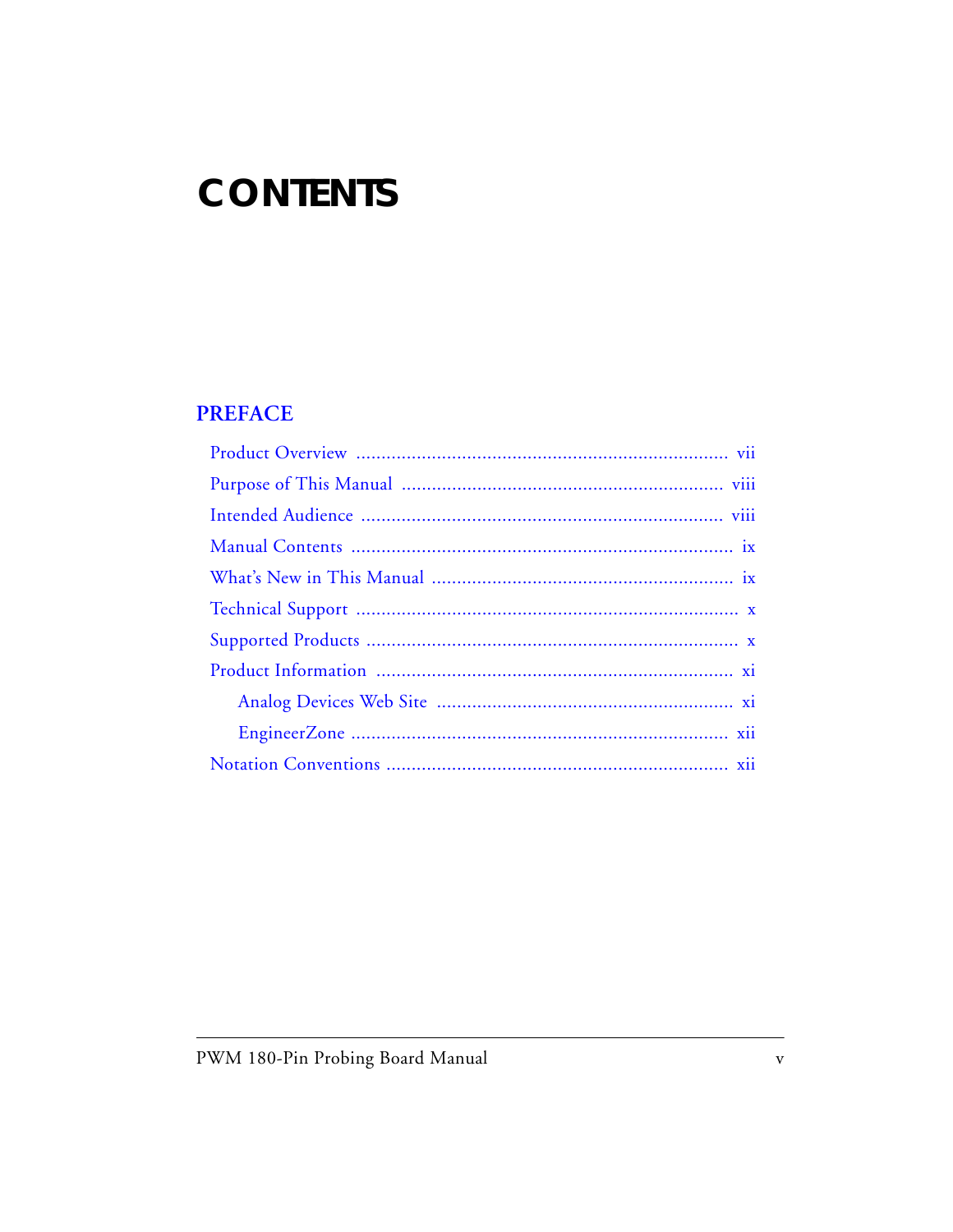# CONTENTS

## PREFACE

Product Overview ........................................................................ vii

Purpose of This Manual ............................................................... viii

Intended Audience ...................................................................... viii

Manual Contents .......................................................................... ix

What's New in This Manual .......................................................... ix

Technical Support .......................................................................... x

Supported Products ........................................................................ x

Product Information ..................................................................... xi

  Analog Devices Web Site ......................................................... xi

  EngineerZone .......................................................................... xii

Notation Conventions .................................................................. xii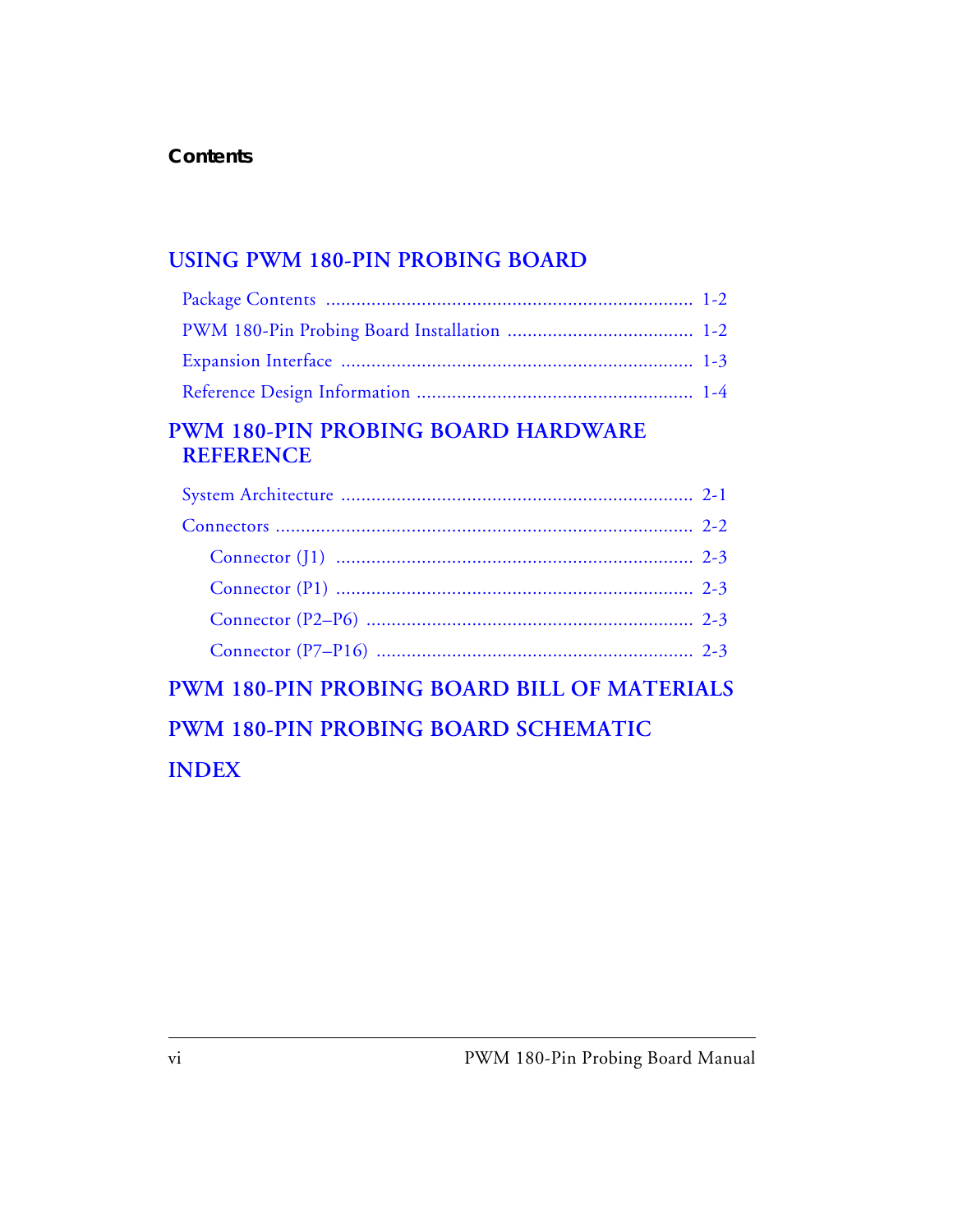**Contents**

## USING PWM 180-PIN PROBING BOARD

- Package Contents ........................................................................ 1-2
- PWM 180-Pin Probing Board Installation .................................... 1-2
- Expansion Interface ..................................................................... 1-3
- Reference Design Information ...................................................... 1-4

## PWM 180-PIN PROBING BOARD HARDWARE REFERENCE

- System Architecture ..................................................................... 2-1
- Connectors ................................................................................... 2-2
  - Connector (J1) ...................................................................... 2-3
  - Connector (P1) ...................................................................... 2-3
  - Connector (P2–P6) ................................................................ 2-3
  - Connector (P7–P16) .............................................................. 2-3

## PWM 180-PIN PROBING BOARD BILL OF MATERIALS

## PWM 180-PIN PROBING BOARD SCHEMATIC

## INDEX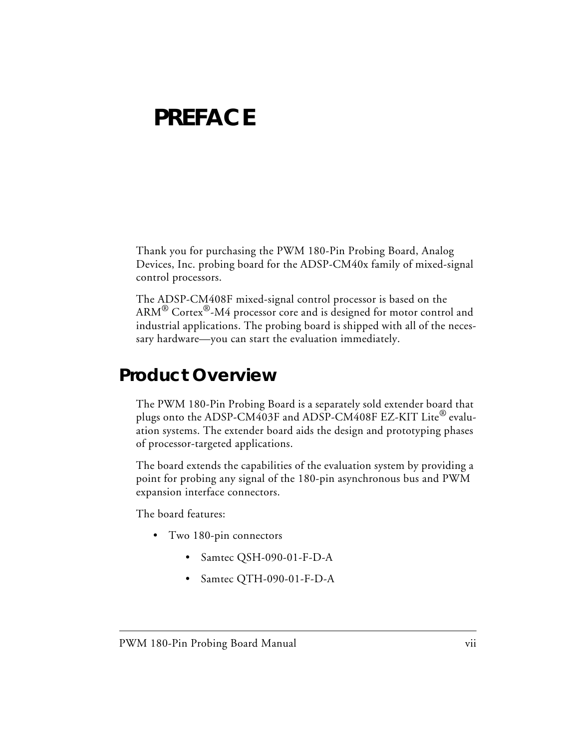# PREFACE

Thank you for purchasing the PWM 180-Pin Probing Board, Analog Devices, Inc. probing board for the ADSP-CM40x family of mixed-signal control processors.

The ADSP-CM408F mixed-signal control processor is based on the ARM® Cortex®-M4 processor core and is designed for motor control and industrial applications. The probing board is shipped with all of the necessary hardware—you can start the evaluation immediately.

## Product Overview

The PWM 180-Pin Probing Board is a separately sold extender board that plugs onto the ADSP-CM403F and ADSP-CM408F EZ-KIT Lite® evaluation systems. The extender board aids the design and prototyping phases of processor-targeted applications.

The board extends the capabilities of the evaluation system by providing a point for probing any signal of the 180-pin asynchronous bus and PWM expansion interface connectors.

The board features:

- Two 180-pin connectors
  - Samtec QSH-090-01-F-D-A
  - Samtec QTH-090-01-F-D-A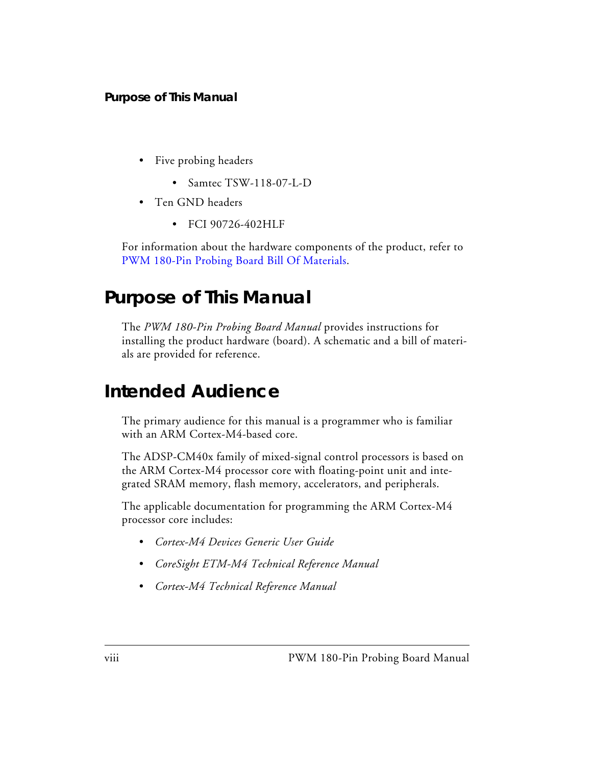- Five probing headers
    - Samtec TSW-118-07-L-D
- Ten GND headers
    - FCI 90726-402HLF

For information about the hardware components of the product, refer to PWM 180-Pin Probing Board Bill Of Materials.

# Purpose of This Manual

The *PWM 180-Pin Probing Board Manual* provides instructions for installing the product hardware (board). A schematic and a bill of materials are provided for reference.

# Intended Audience

The primary audience for this manual is a programmer who is familiar with an ARM Cortex-M4-based core.

The ADSP-CM40x family of mixed-signal control processors is based on the ARM Cortex-M4 processor core with floating-point unit and integrated SRAM memory, flash memory, accelerators, and peripherals.

The applicable documentation for programming the ARM Cortex-M4 processor core includes:

- *Cortex-M4 Devices Generic User Guide*
- *CoreSight ETM-M4 Technical Reference Manual*
- *Cortex-M4 Technical Reference Manual*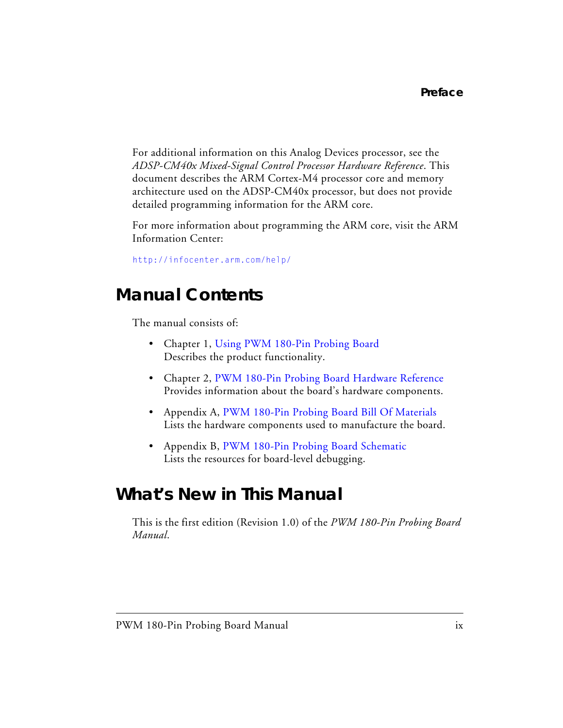For additional information on this Analog Devices processor, see the *ADSP-CM40x Mixed-Signal Control Processor Hardware Reference*. This document describes the ARM Cortex-M4 processor core and memory architecture used on the ADSP-CM40x processor, but does not provide detailed programming information for the ARM core.

For more information about programming the ARM core, visit the ARM Information Center:

http://infocenter.arm.com/help/

## Manual Contents

The manual consists of:

- Chapter 1, Using PWM 180-Pin Probing Board
  Describes the product functionality.

- Chapter 2, PWM 180-Pin Probing Board Hardware Reference
  Provides information about the board's hardware components.

- Appendix A, PWM 180-Pin Probing Board Bill Of Materials
  Lists the hardware components used to manufacture the board.

- Appendix B, PWM 180-Pin Probing Board Schematic
  Lists the resources for board-level debugging.

## What's New in This Manual

This is the first edition (Revision 1.0) of the *PWM 180-Pin Probing Board Manual*.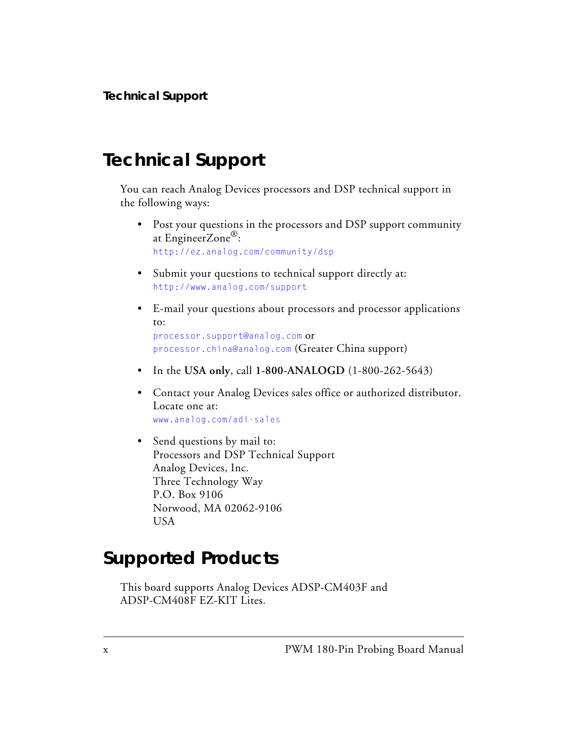# Technical Support

You can reach Analog Devices processors and DSP technical support in the following ways:

- Post your questions in the processors and DSP support community at EngineerZone®:
  http://ez.analog.com/community/dsp
- Submit your questions to technical support directly at:
  http://www.analog.com/support
- E-mail your questions about processors and processor applications to:
  processor.support@analog.com or
  processor.china@analog.com (Greater China support)
- In the **USA only**, call **1-800-ANALOGD** (1-800-262-5643)
- Contact your Analog Devices sales office or authorized distributor. Locate one at:
  www.analog.com/adi-sales
- Send questions by mail to:
  Processors and DSP Technical Support
  Analog Devices, Inc.
  Three Technology Way
  P.O. Box 9106
  Norwood, MA 02062-9106
  USA

# Supported Products

This board supports Analog Devices ADSP-CM403F and ADSP-CM408F EZ-KIT Lites.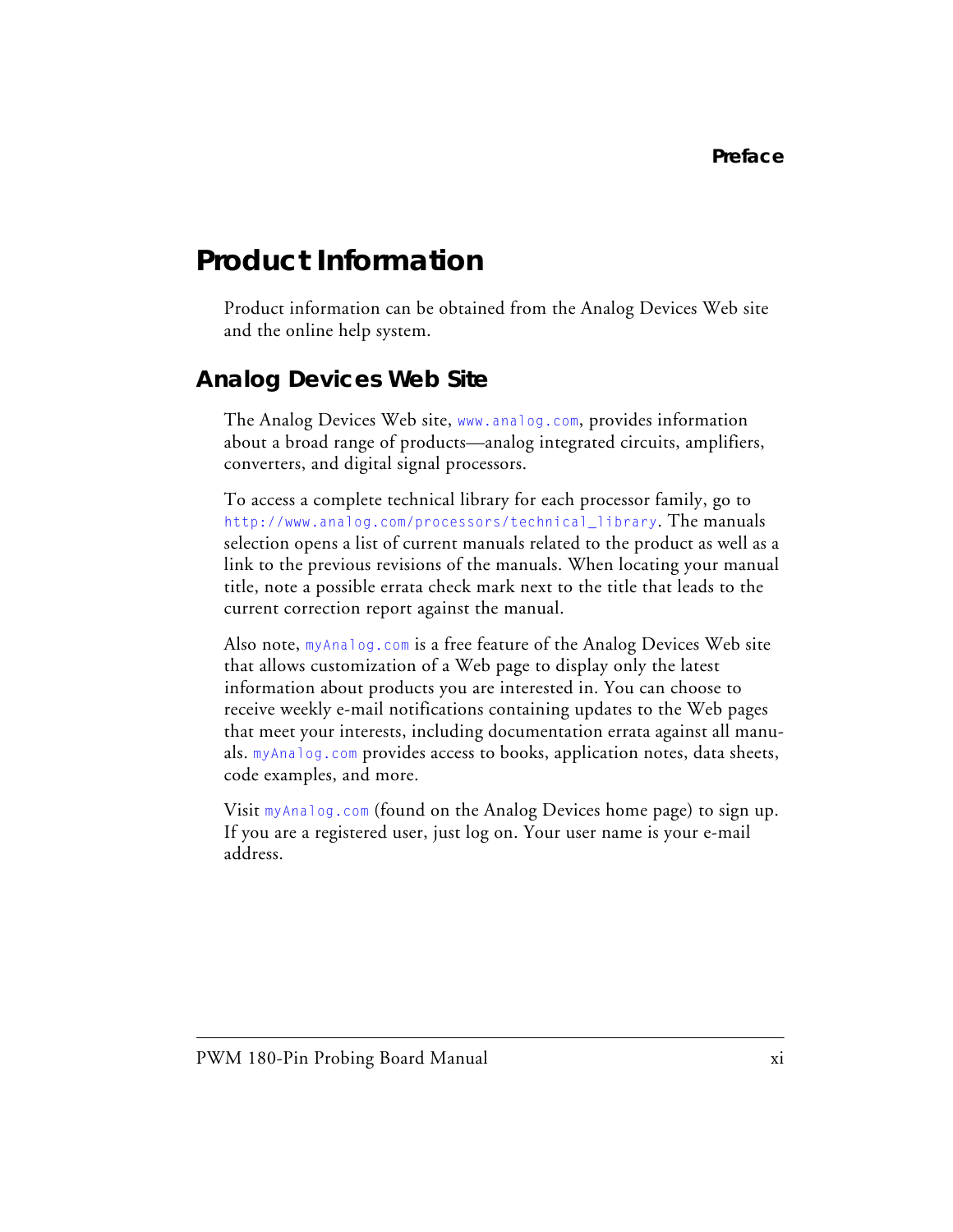## Product Information

Product information can be obtained from the Analog Devices Web site and the online help system.

### Analog Devices Web Site

The Analog Devices Web site, `www.analog.com`, provides information about a broad range of products—analog integrated circuits, amplifiers, converters, and digital signal processors.

To access a complete technical library for each processor family, go to `http://www.analog.com/processors/technical_library`. The manuals selection opens a list of current manuals related to the product as well as a link to the previous revisions of the manuals. When locating your manual title, note a possible errata check mark next to the title that leads to the current correction report against the manual.

Also note, `myAnalog.com` is a free feature of the Analog Devices Web site that allows customization of a Web page to display only the latest information about products you are interested in. You can choose to receive weekly e-mail notifications containing updates to the Web pages that meet your interests, including documentation errata against all manuals. `myAnalog.com` provides access to books, application notes, data sheets, code examples, and more.

Visit `myAnalog.com` (found on the Analog Devices home page) to sign up. If you are a registered user, just log on. Your user name is your e-mail address.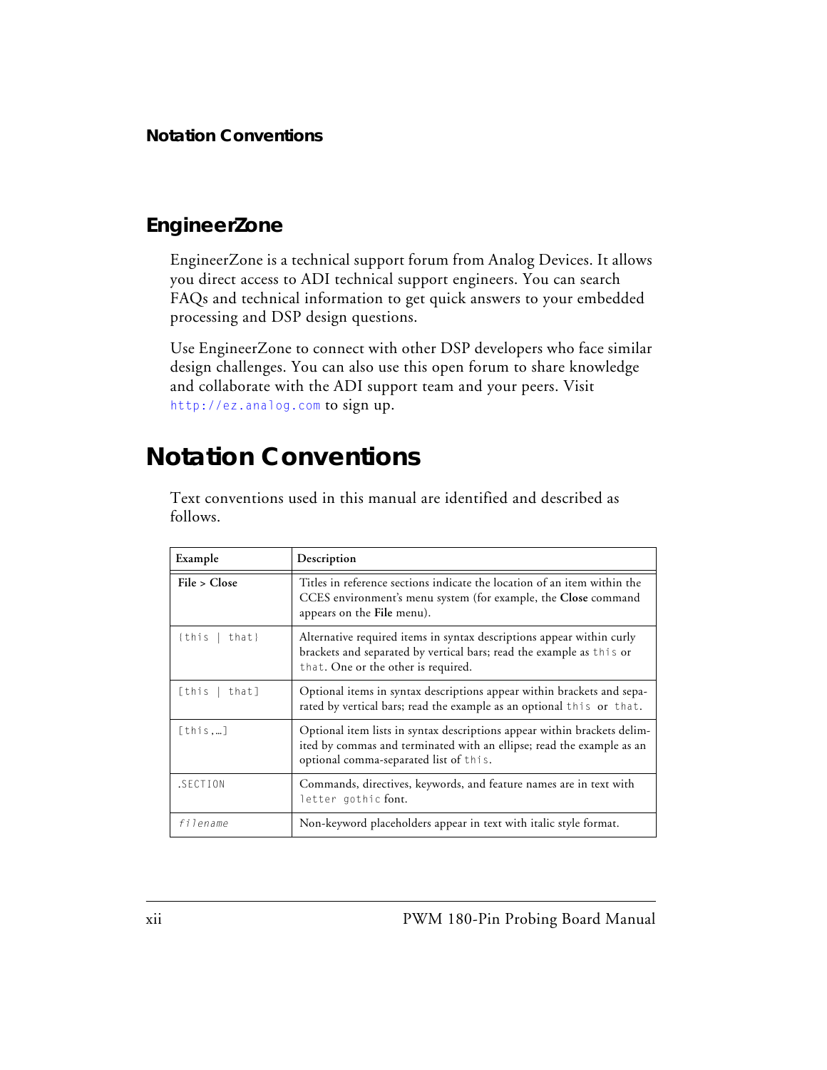## EngineerZone

EngineerZone is a technical support forum from Analog Devices. It allows you direct access to ADI technical support engineers. You can search FAQs and technical information to get quick answers to your embedded processing and DSP design questions.

Use EngineerZone to connect with other DSP developers who face similar design challenges. You can also use this open forum to share knowledge and collaborate with the ADI support team and your peers. Visit `http://ez.analog.com` to sign up.

# Notation Conventions

Text conventions used in this manual are identified and described as follows.

| Example | Description |
|---|---|
| **File > Close** | Titles in reference sections indicate the location of an item within the CCES environment's menu system (for example, the **Close** command appears on the **File** menu). |
| `{this \| that}` | Alternative required items in syntax descriptions appear within curly brackets and separated by vertical bars; read the example as `this` or `that`. One or the other is required. |
| `[this \| that]` | Optional items in syntax descriptions appear within brackets and separated by vertical bars; read the example as an optional `this` or `that`. |
| `[this,…]` | Optional item lists in syntax descriptions appear within brackets delimited by commas and terminated with an ellipse; read the example as an optional comma-separated list of `this`. |
| `.SECTION` | Commands, directives, keywords, and feature names are in text with `letter gothic` font. |
| *`filename`* | Non-keyword placeholders appear in text with italic style format. |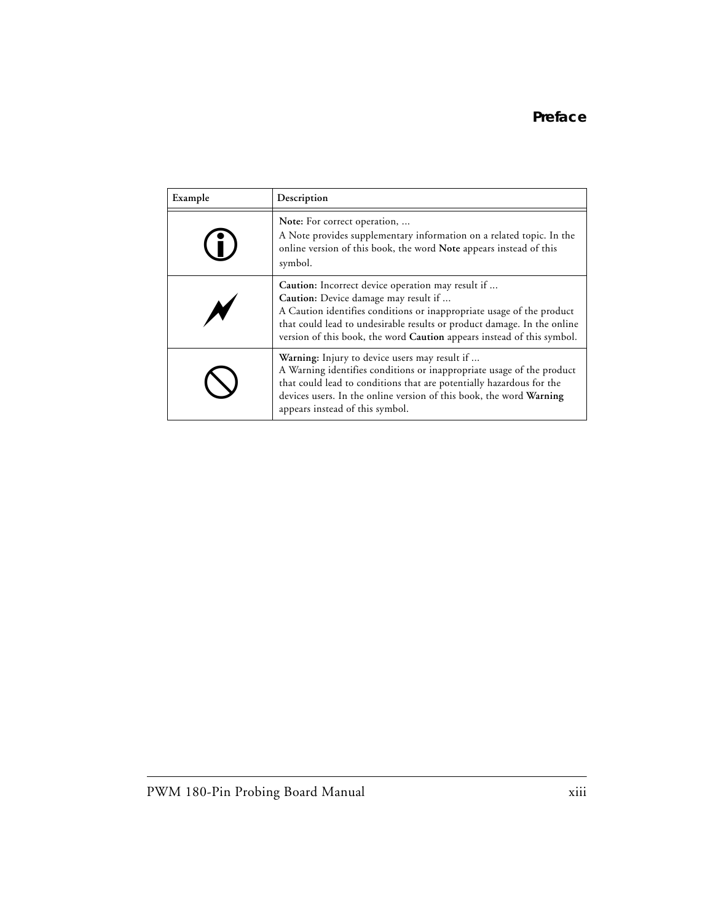| Example | Description |
| --- | --- |
| | **Note:** For correct operation, ...<br>A Note provides supplementary information on a related topic. In the online version of this book, the word **Note** appears instead of this symbol. |
| | **Caution:** Incorrect device operation may result if ...<br>**Caution:** Device damage may result if ...<br>A Caution identifies conditions or inappropriate usage of the product that could lead to undesirable results or product damage. In the online version of this book, the word **Caution** appears instead of this symbol. |
| | **Warning:** Injury to device users may result if ...<br>A Warning identifies conditions or inappropriate usage of the product that could lead to conditions that are potentially hazardous for the devices users. In the online version of this book, the word **Warning** appears instead of this symbol. |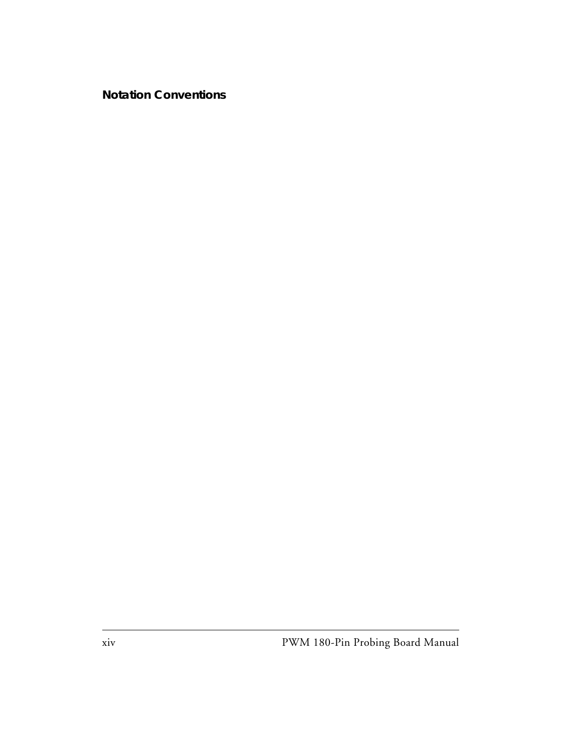## Notation Conventions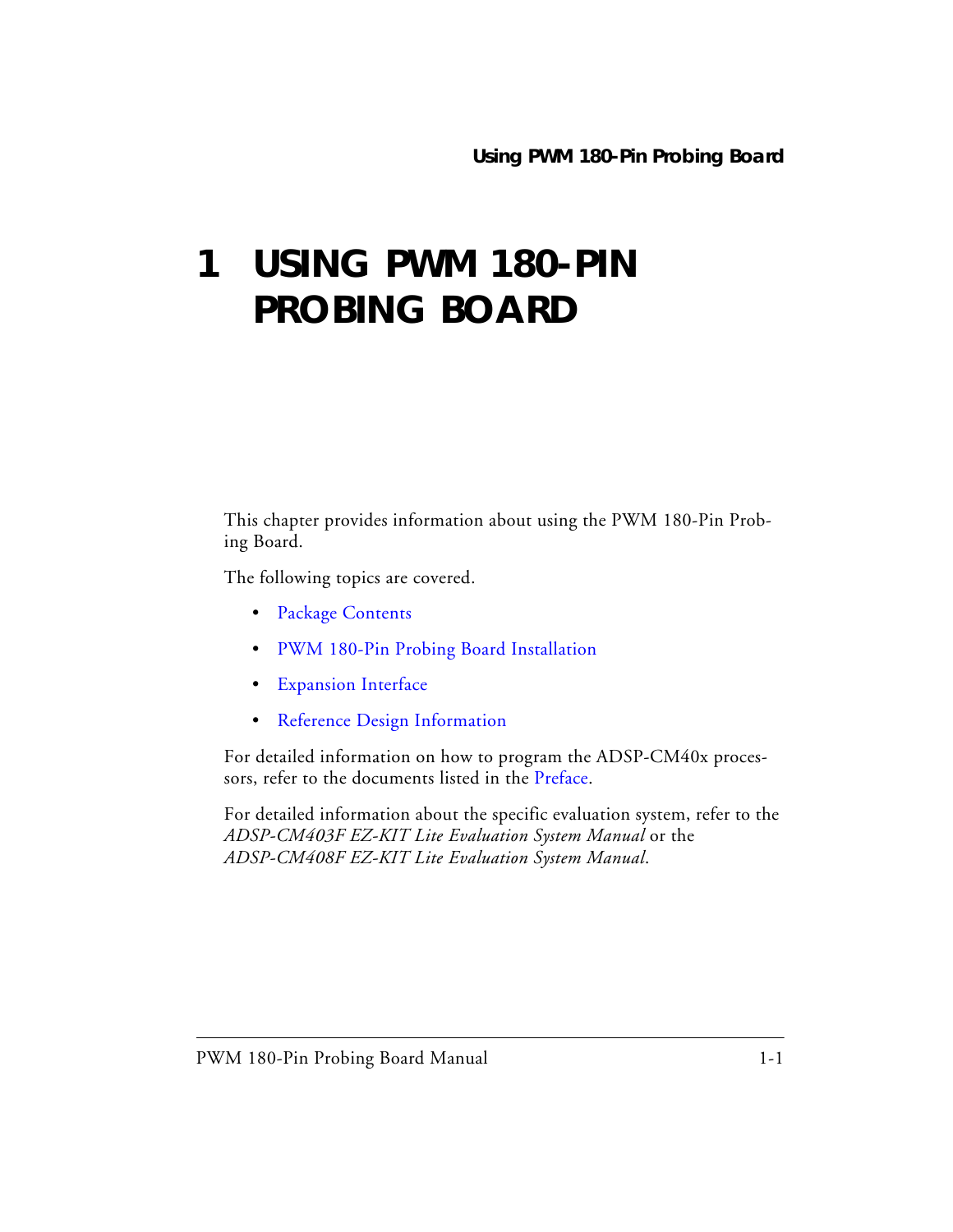# 1 USING PWM 180-PIN PROBING BOARD

This chapter provides information about using the PWM 180-Pin Probing Board.

The following topics are covered.

- Package Contents
- PWM 180-Pin Probing Board Installation
- Expansion Interface
- Reference Design Information

For detailed information on how to program the ADSP-CM40x processors, refer to the documents listed in the Preface.

For detailed information about the specific evaluation system, refer to the *ADSP-CM403F EZ-KIT Lite Evaluation System Manual* or the *ADSP-CM408F EZ-KIT Lite Evaluation System Manual*.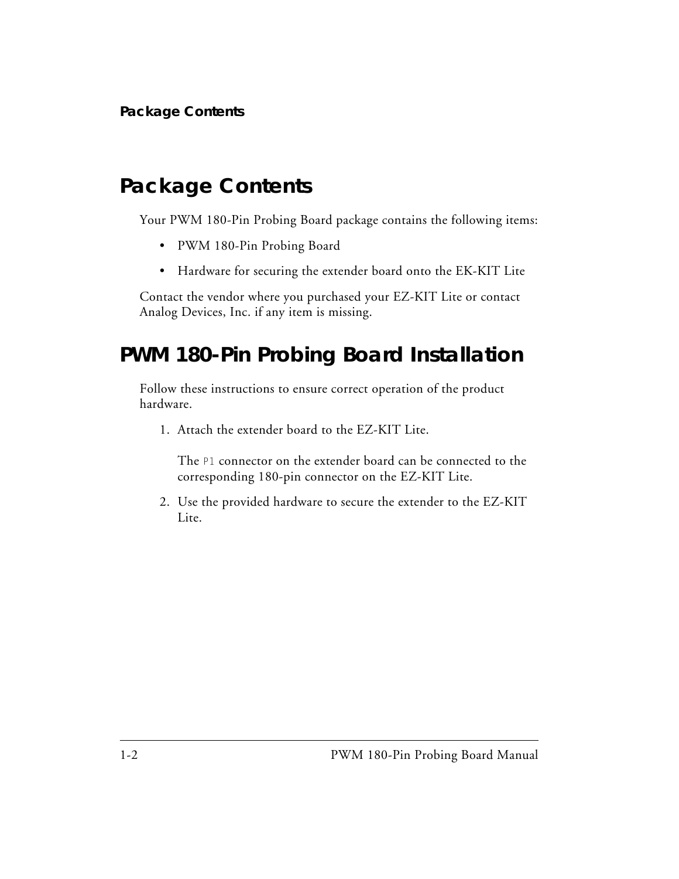## Package Contents

Your PWM 180-Pin Probing Board package contains the following items:

- PWM 180-Pin Probing Board
- Hardware for securing the extender board onto the EK-KIT Lite

Contact the vendor where you purchased your EZ-KIT Lite or contact Analog Devices, Inc. if any item is missing.

## PWM 180-Pin Probing Board Installation

Follow these instructions to ensure correct operation of the product hardware.

1. Attach the extender board to the EZ-KIT Lite.

   The `P1` connector on the extender board can be connected to the corresponding 180-pin connector on the EZ-KIT Lite.

2. Use the provided hardware to secure the extender to the EZ-KIT Lite.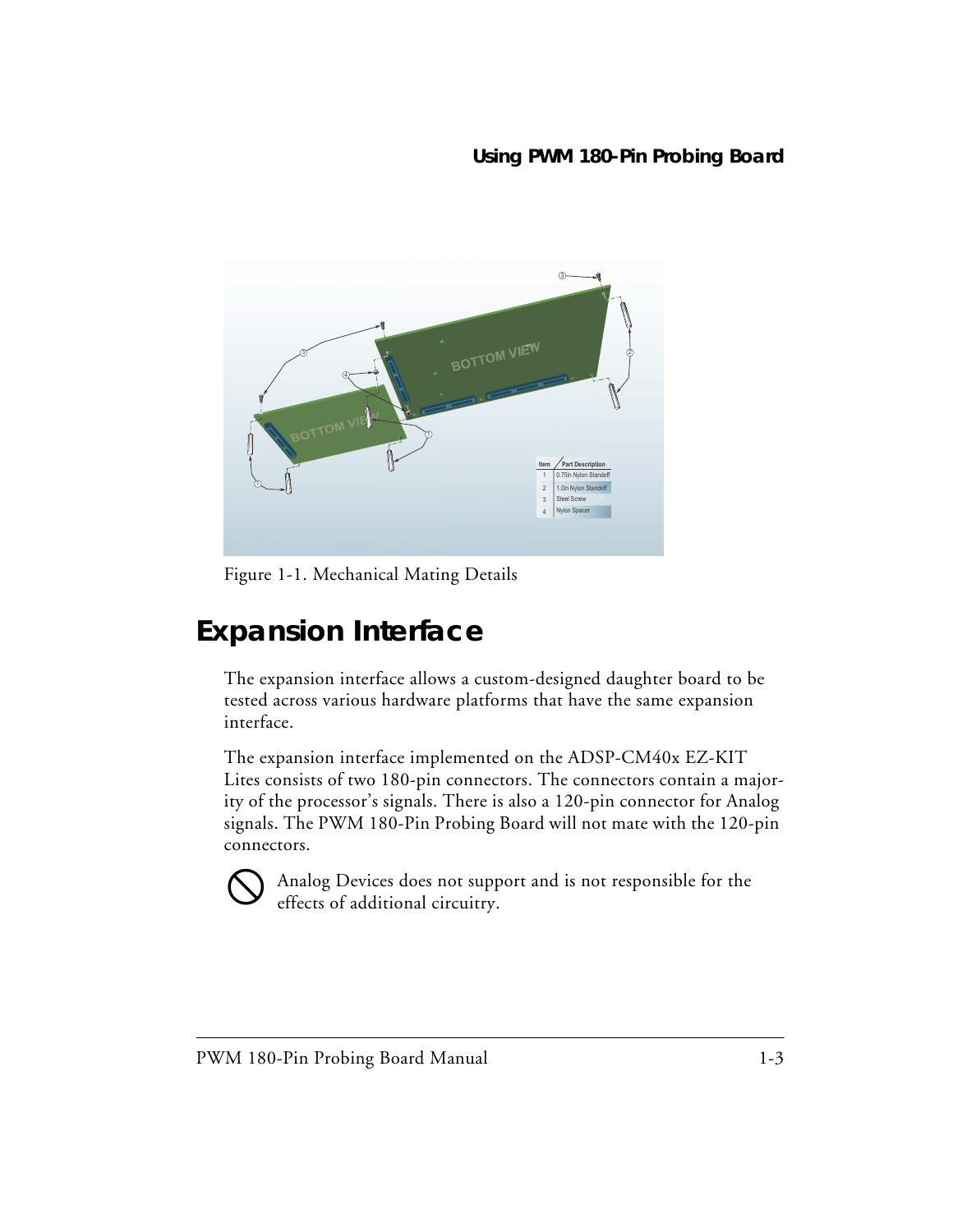Figure 1-1. Mechanical Mating Details

## Expansion Interface

The expansion interface allows a custom-designed daughter board to be tested across various hardware platforms that have the same expansion interface.

The expansion interface implemented on the ADSP-CM40x EZ-KIT Lites consists of two 180-pin connectors. The connectors contain a majority of the processor's signals. There is also a 120-pin connector for Analog signals. The PWM 180-Pin Probing Board will not mate with the 120-pin connectors.

Analog Devices does not support and is not responsible for the effects of additional circuitry.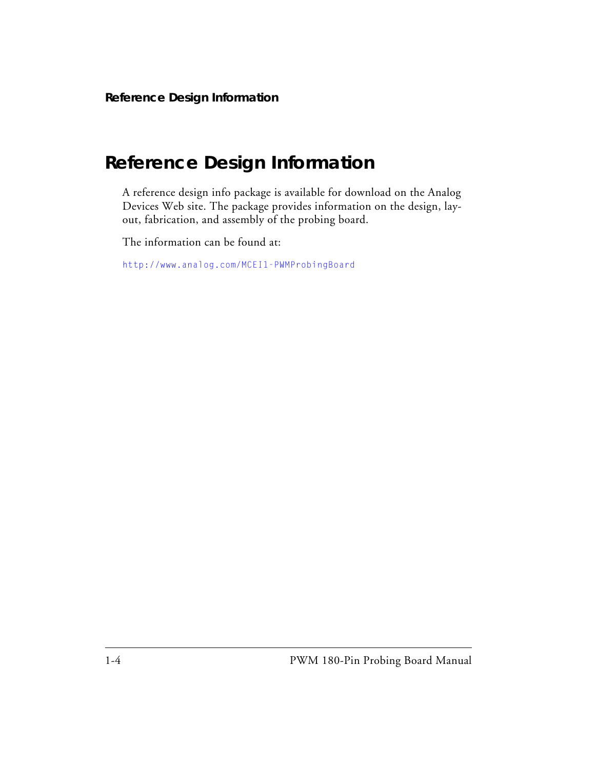# Reference Design Information

A reference design info package is available for download on the Analog Devices Web site. The package provides information on the design, layout, fabrication, and assembly of the probing board.

The information can be found at:

http://www.analog.com/MCEI1-PWMProbingBoard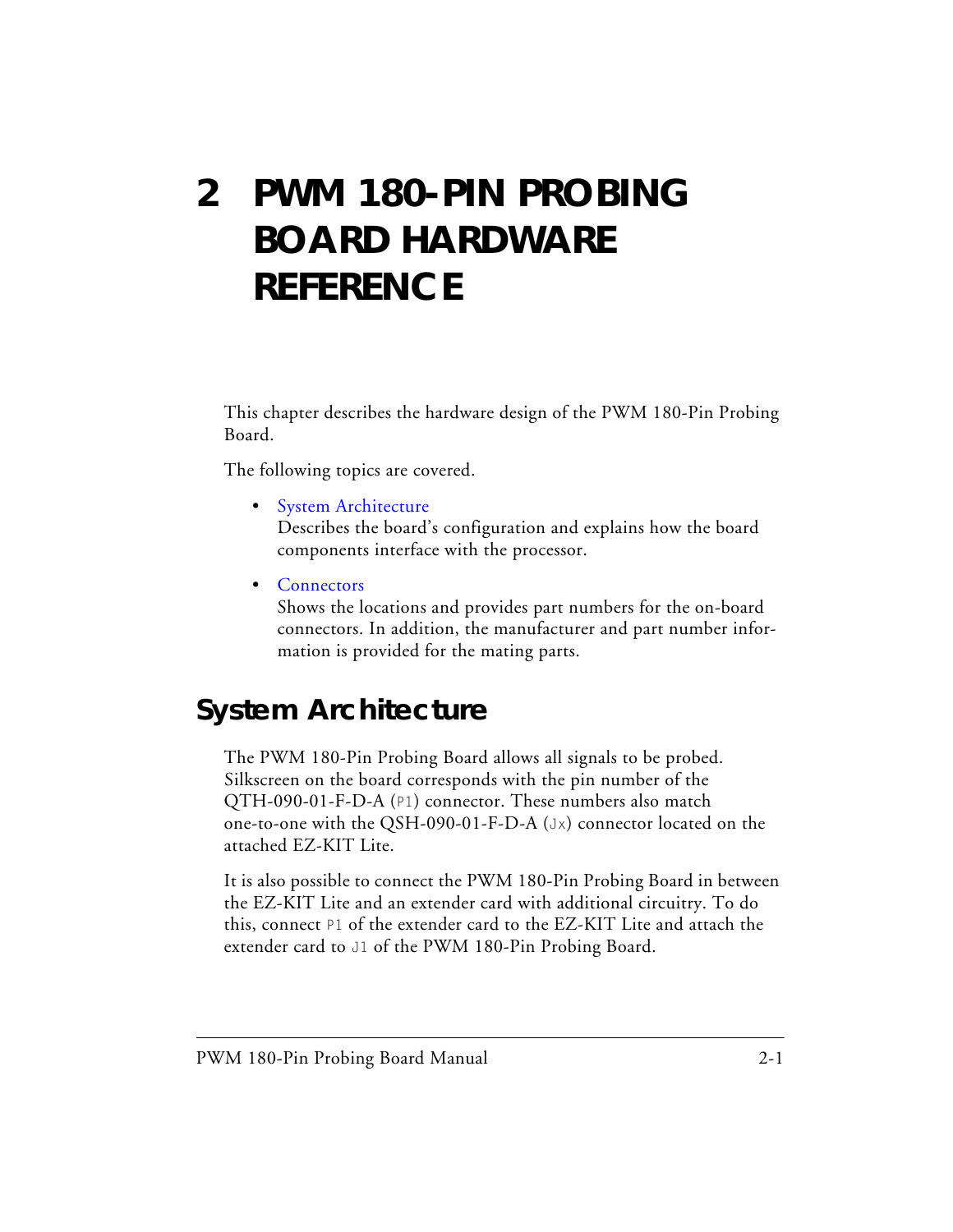# 2 PWM 180-PIN PROBING BOARD HARDWARE REFERENCE

This chapter describes the hardware design of the PWM 180-Pin Probing Board.

The following topics are covered.

- System Architecture
  Describes the board's configuration and explains how the board components interface with the processor.
- Connectors
  Shows the locations and provides part numbers for the on-board connectors. In addition, the manufacturer and part number information is provided for the mating parts.

## System Architecture

The PWM 180-Pin Probing Board allows all signals to be probed. Silkscreen on the board corresponds with the pin number of the QTH-090-01-F-D-A (P1) connector. These numbers also match one-to-one with the QSH-090-01-F-D-A (Jx) connector located on the attached EZ-KIT Lite.

It is also possible to connect the PWM 180-Pin Probing Board in between the EZ-KIT Lite and an extender card with additional circuitry. To do this, connect P1 of the extender card to the EZ-KIT Lite and attach the extender card to J1 of the PWM 180-Pin Probing Board.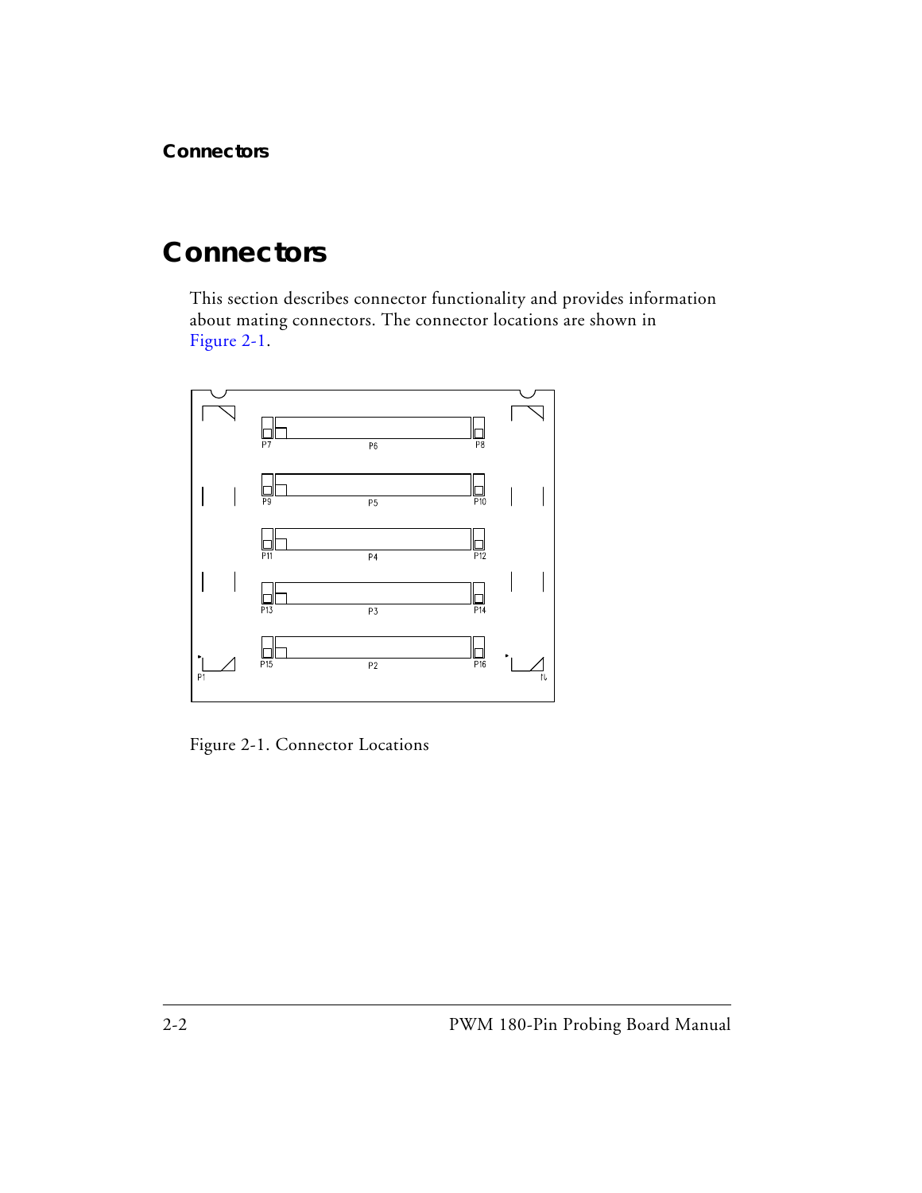# Connectors

This section describes connector functionality and provides information about mating connectors. The connector locations are shown in Figure 2-1.

Figure 2-1. Connector Locations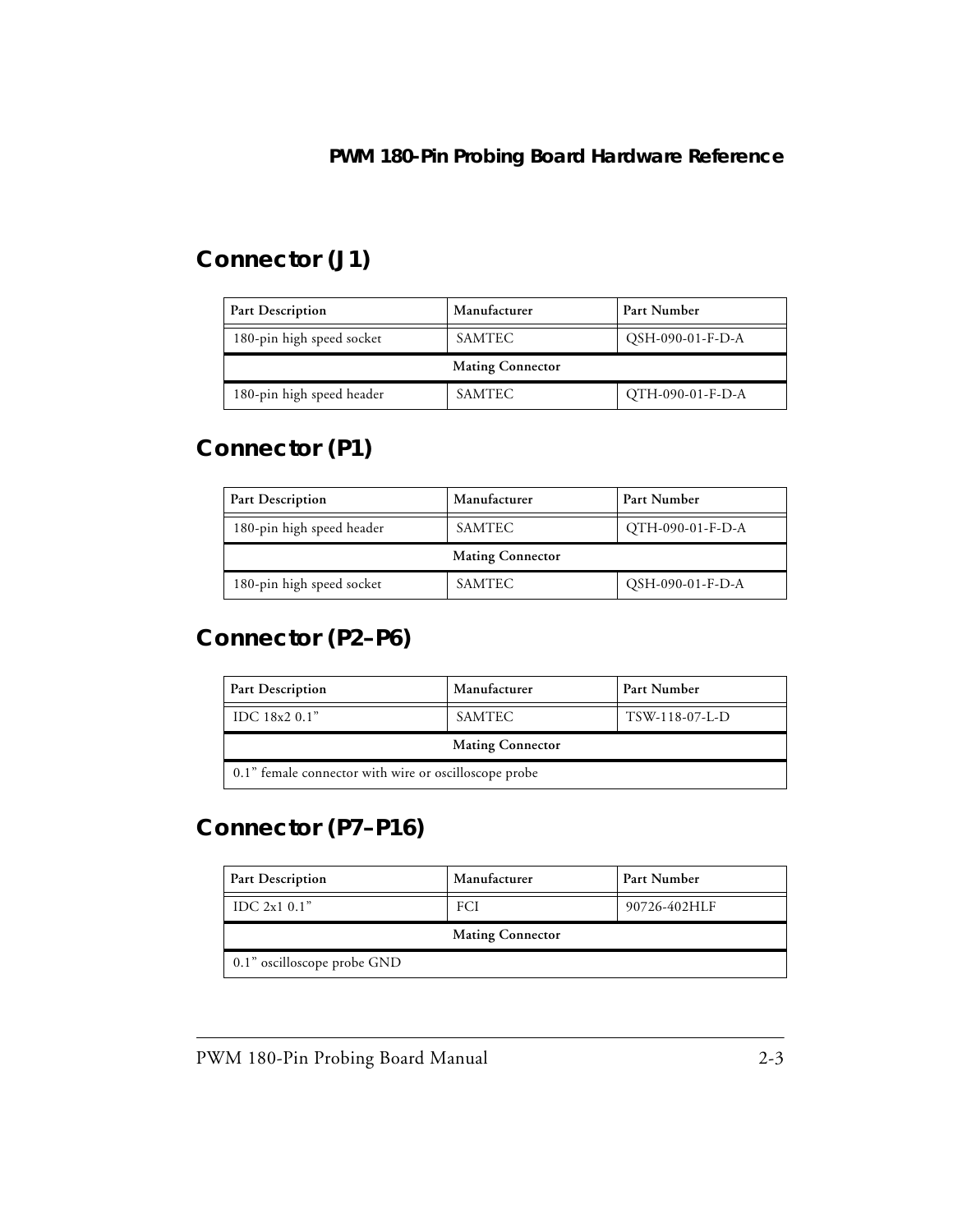## Connector (J1)

| Part Description | Manufacturer | Part Number |
| --- | --- | --- |
| 180-pin high speed socket | SAMTEC | QSH-090-01-F-D-A |
| **Mating Connector** | | |
| 180-pin high speed header | SAMTEC | QTH-090-01-F-D-A |

## Connector (P1)

| Part Description | Manufacturer | Part Number |
| --- | --- | --- |
| 180-pin high speed header | SAMTEC | QTH-090-01-F-D-A |
| **Mating Connector** | | |
| 180-pin high speed socket | SAMTEC | QSH-090-01-F-D-A |

## Connector (P2–P6)

| Part Description | Manufacturer | Part Number |
| --- | --- | --- |
| IDC 18x2 0.1" | SAMTEC | TSW-118-07-L-D |
| **Mating Connector** | | |
| 0.1" female connector with wire or oscilloscope probe | | |

## Connector (P7–P16)

| Part Description | Manufacturer | Part Number |
| --- | --- | --- |
| IDC 2x1 0.1" | FCI | 90726-402HLF |
| **Mating Connector** | | |
| 0.1" oscilloscope probe GND | | |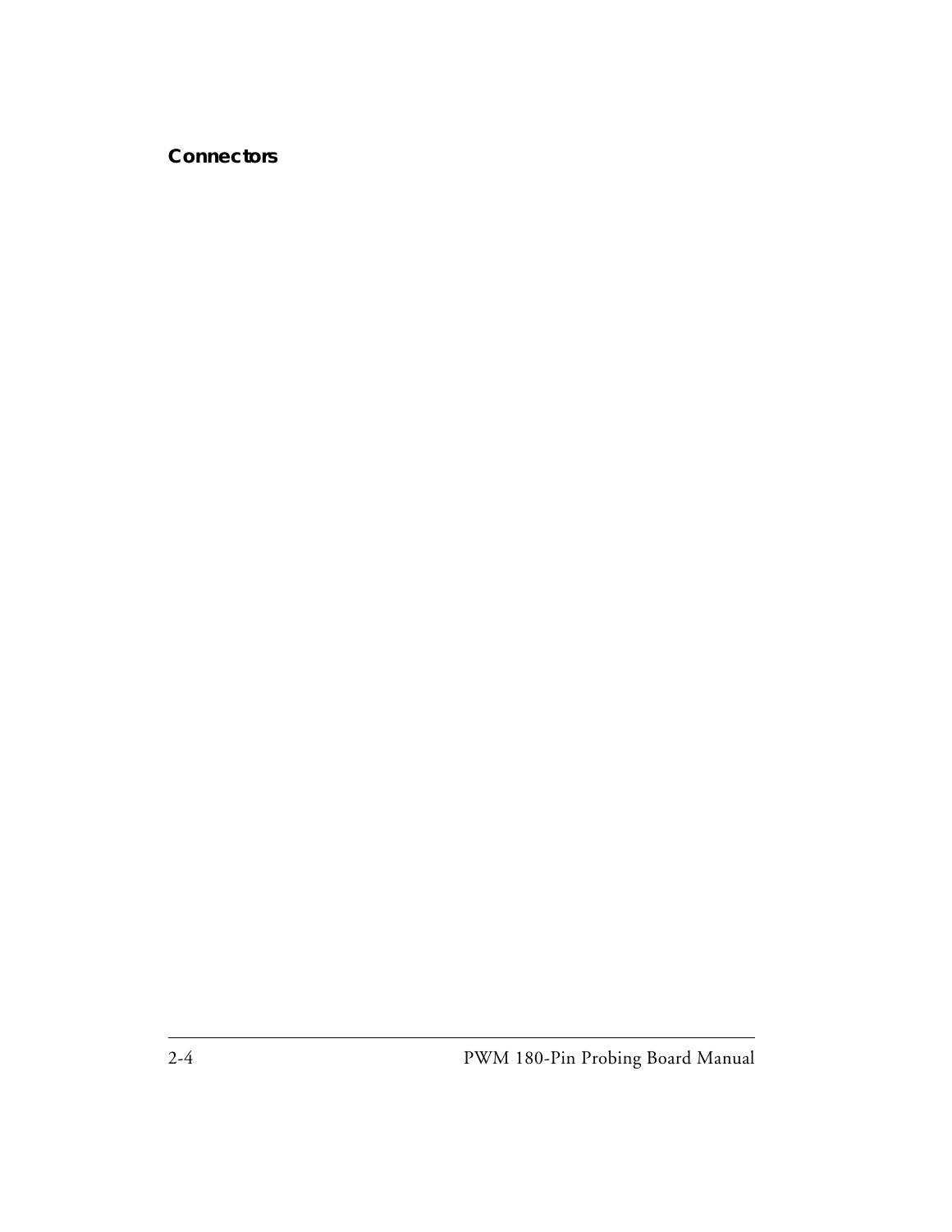## Connectors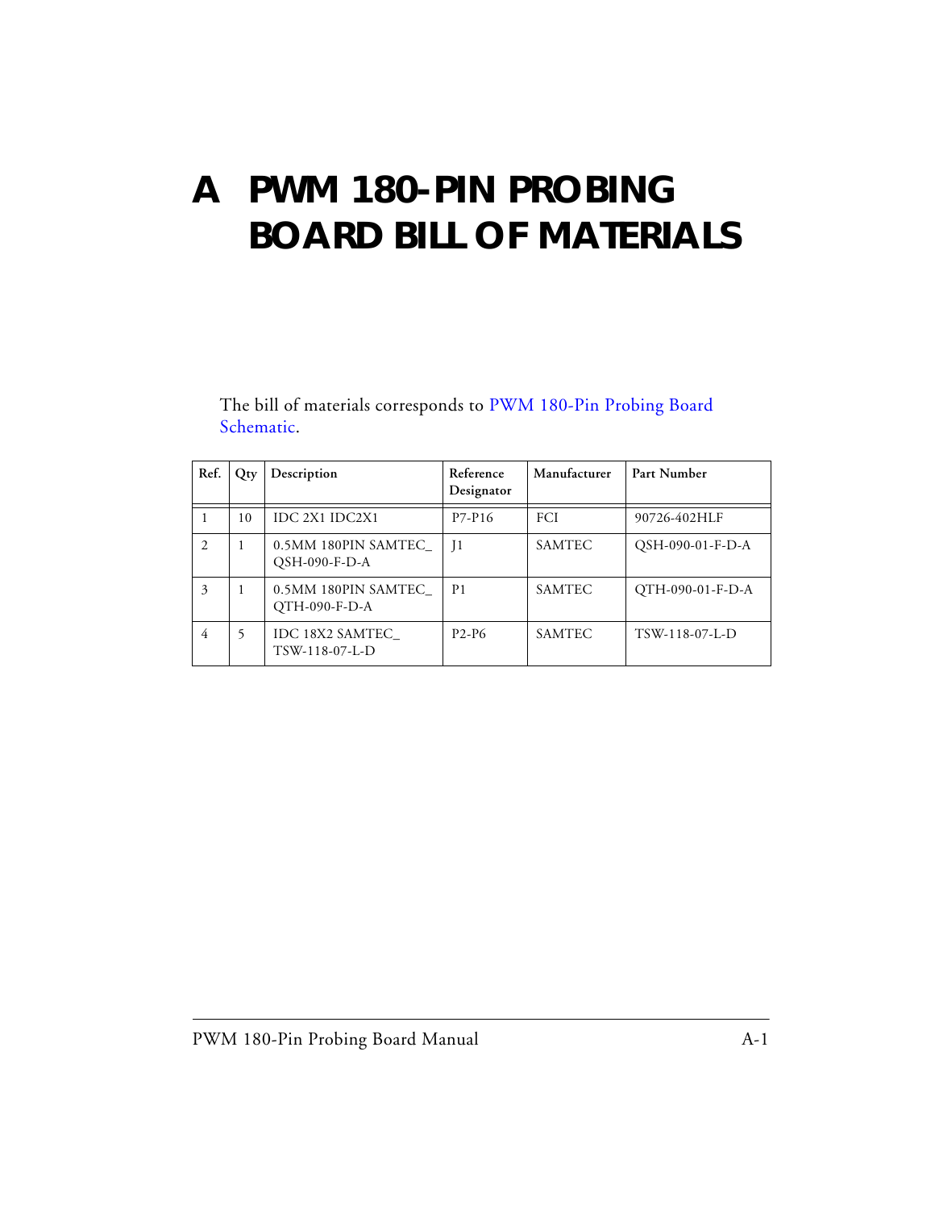# A PWM 180-PIN PROBING BOARD BILL OF MATERIALS

The bill of materials corresponds to PWM 180-Pin Probing Board Schematic.

| Ref. | Qty | Description | Reference Designator | Manufacturer | Part Number |
|---|---|---|---|---|---|
| 1 | 10 | IDC 2X1 IDC2X1 | P7-P16 | FCI | 90726-402HLF |
| 2 | 1 | 0.5MM 180PIN SAMTEC_ QSH-090-F-D-A | J1 | SAMTEC | QSH-090-01-F-D-A |
| 3 | 1 | 0.5MM 180PIN SAMTEC_ QTH-090-F-D-A | P1 | SAMTEC | QTH-090-01-F-D-A |
| 4 | 5 | IDC 18X2 SAMTEC_ TSW-118-07-L-D | P2-P6 | SAMTEC | TSW-118-07-L-D |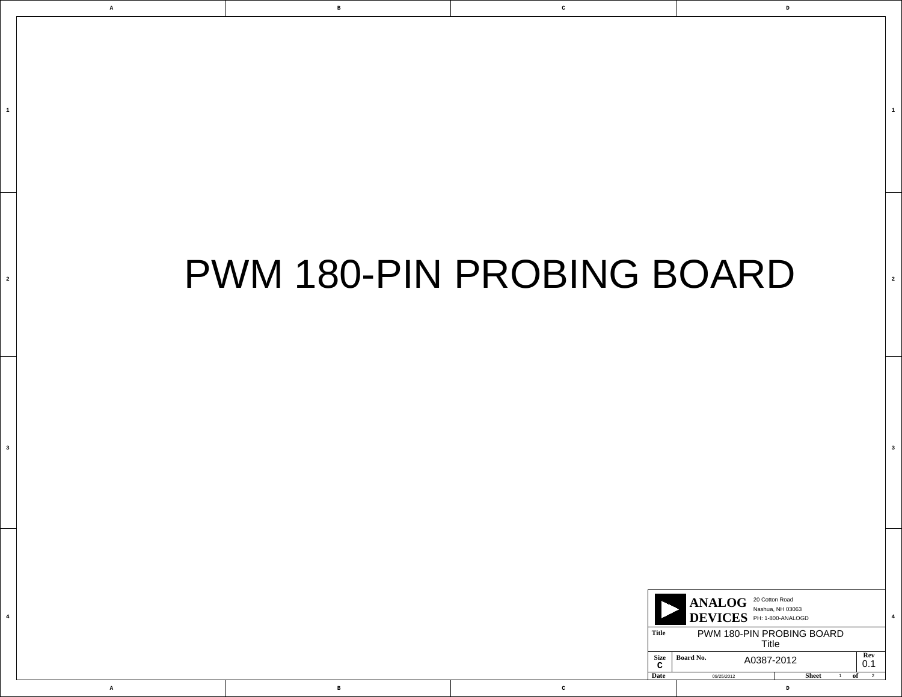# PWM 180-PIN PROBING BOARD

| ANALOG DEVICES | 20 Cotton Road<br>Nashua, NH 03063<br>PH: 1-800-ANALOGD | | |
|---|---|---|---|
| Title | PWM 180-PIN PROBING BOARD<br>Title | | |
| Size<br>C | Board No.<br>A0387-2012 | | Rev<br>0.1 |
| Date | 09/25/2012 | Sheet 1 of 2 | |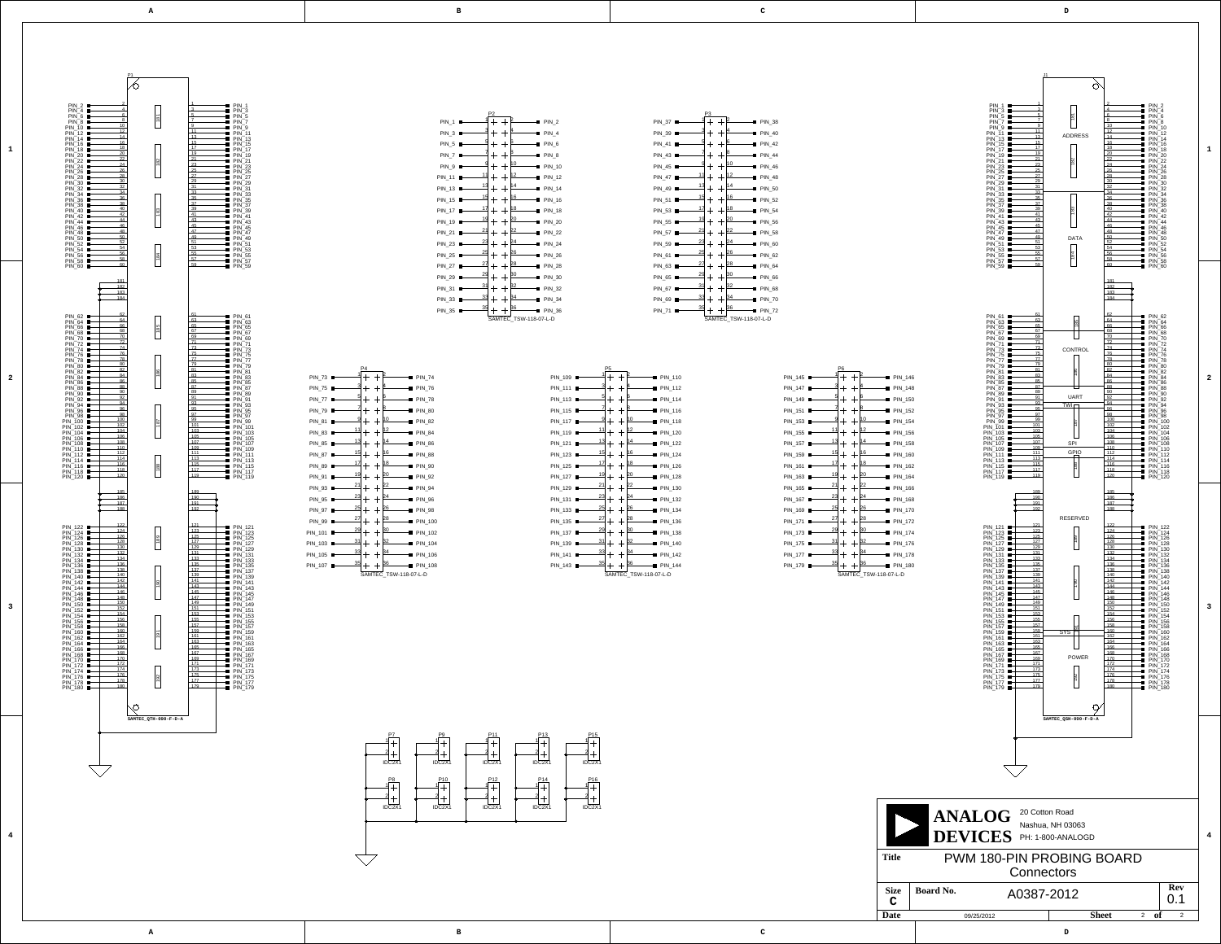P1

SAMTEC_QTH-090-F-D-A

| Pin | Signal | Pin | Signal |
|---|---|---|---|
| 2 | PIN_2 | 1 | PIN_1 |
| 4 | PIN_4 | 3 | PIN_3 |
| ... | ... | ... | ... |
| 180 | PIN_180 | 179 | PIN_179 |

J1

SAMTEC_QSH-090-F-D-A

ADDRESS, DATA, CONTROL, UART, TWI, SPI, GPIO, RESERVED, SYS, POWER

| Pin | Signal | Pin | Signal |
|---|---|---|---|
| 1 | PIN_1 | 2 | PIN_2 |
| 3 | PIN_3 | 4 | PIN_4 |
| ... | ... | ... | ... |
| 179 | PIN_179 | 180 | PIN_180 |

P2 SAMTEC_TSW-118-07-L-D: PIN_1 – PIN_36

P3 SAMTEC_TSW-118-07-L-D: PIN_37 – PIN_72

P4 SAMTEC_TSW-118-07-L-D: PIN_73 – PIN_108

P5 SAMTEC_TSW-118-07-L-D: PIN_109 – PIN_144

P6 SAMTEC_TSW-118-07-L-D: PIN_145 – PIN_180

P7, P8, P9, P10, P11, P12, P13, P14, P15, P16: IDC2X1

**ANALOG DEVICES**
20 Cotton Road
Nashua, NH 03063
PH: 1-800-ANALOGD

| Title | PWM 180-PIN PROBING BOARD Connectors | | |
|---|---|---|---|
| Size C | Board No. A0387-2012 | | Rev 0.1 |
| Date 09/25/2012 | | Sheet 2 of 2 | |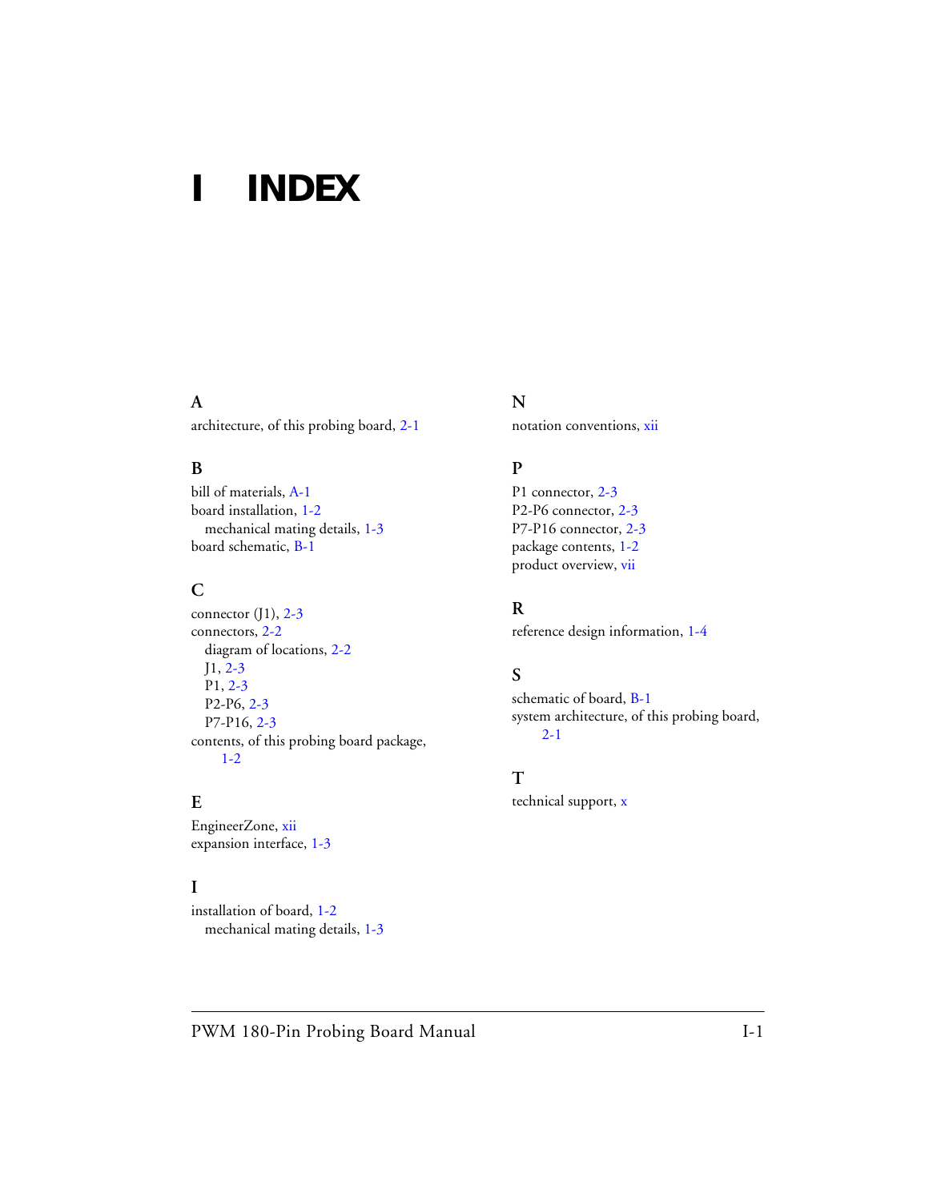# I INDEX

## A

architecture, of this probing board, 2-1

## B

bill of materials, A-1
board installation, 1-2
  mechanical mating details, 1-3
board schematic, B-1

## C

connector (J1), 2-3
connectors, 2-2
  diagram of locations, 2-2
  J1, 2-3
  P1, 2-3
  P2-P6, 2-3
  P7-P16, 2-3
contents, of this probing board package, 1-2

## E

EngineerZone, xii
expansion interface, 1-3

## I

installation of board, 1-2
  mechanical mating details, 1-3

## N

notation conventions, xii

## P

P1 connector, 2-3
P2-P6 connector, 2-3
P7-P16 connector, 2-3
package contents, 1-2
product overview, vii

## R

reference design information, 1-4

## S

schematic of board, B-1
system architecture, of this probing board, 2-1

## T

technical support, x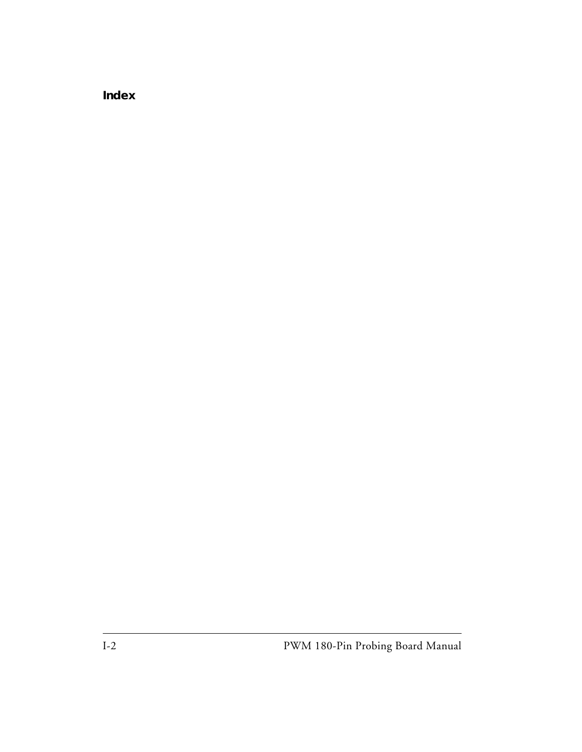# Index